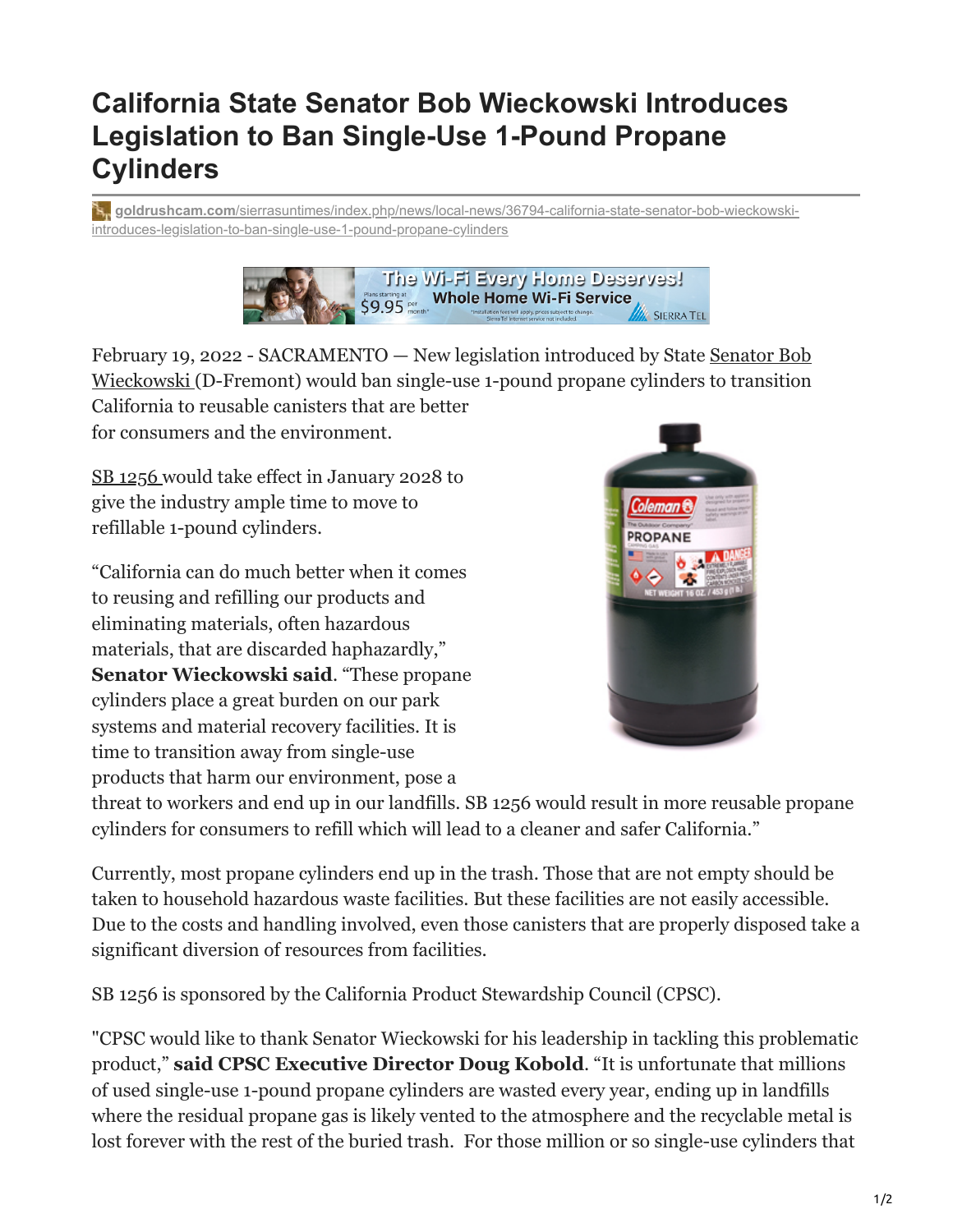# California State Senator Bob Wieckowski Introduces Legislation to Ban Single-Use 1-Pound Propane Cylinders

goldrushcam.com/sierrasuntimes/index.php/news/local-news/36794-california-state-senator-bob-wieckowski-introduces-legislation-to-ban-single-use-1-pound-propane-cylinders

February 19, 2022 - SACRAMENTO — New legislation introduced by State Senator Bob Wieckowski (D-Fremont) would ban single-use 1-pound propane cylinders to transition California to reusable canisters that are better for consumers and the environment.

SB 1256 would take effect in January 2028 to give the industry ample time to move to refillable 1-pound cylinders.

"California can do much better when it comes to reusing and refilling our products and eliminating materials, often hazardous materials, that are discarded haphazardly," **Senator Wieckowski said**. "These propane cylinders place a great burden on our park systems and material recovery facilities. It is time to transition away from single-use products that harm our environment, pose a threat to workers and end up in our landfills. SB 1256 would result in more reusable propane cylinders for consumers to refill which will lead to a cleaner and safer California."

Currently, most propane cylinders end up in the trash. Those that are not empty should be taken to household hazardous waste facilities. But these facilities are not easily accessible. Due to the costs and handling involved, even those canisters that are properly disposed take a significant diversion of resources from facilities.

SB 1256 is sponsored by the California Product Stewardship Council (CPSC).

"CPSC would like to thank Senator Wieckowski for his leadership in tackling this problematic product," **said CPSC Executive Director Doug Kobold**. "It is unfortunate that millions of used single-use 1-pound propane cylinders are wasted every year, ending up in landfills where the residual propane gas is likely vented to the atmosphere and the recyclable metal is lost forever with the rest of the buried trash. For those million or so single-use cylinders that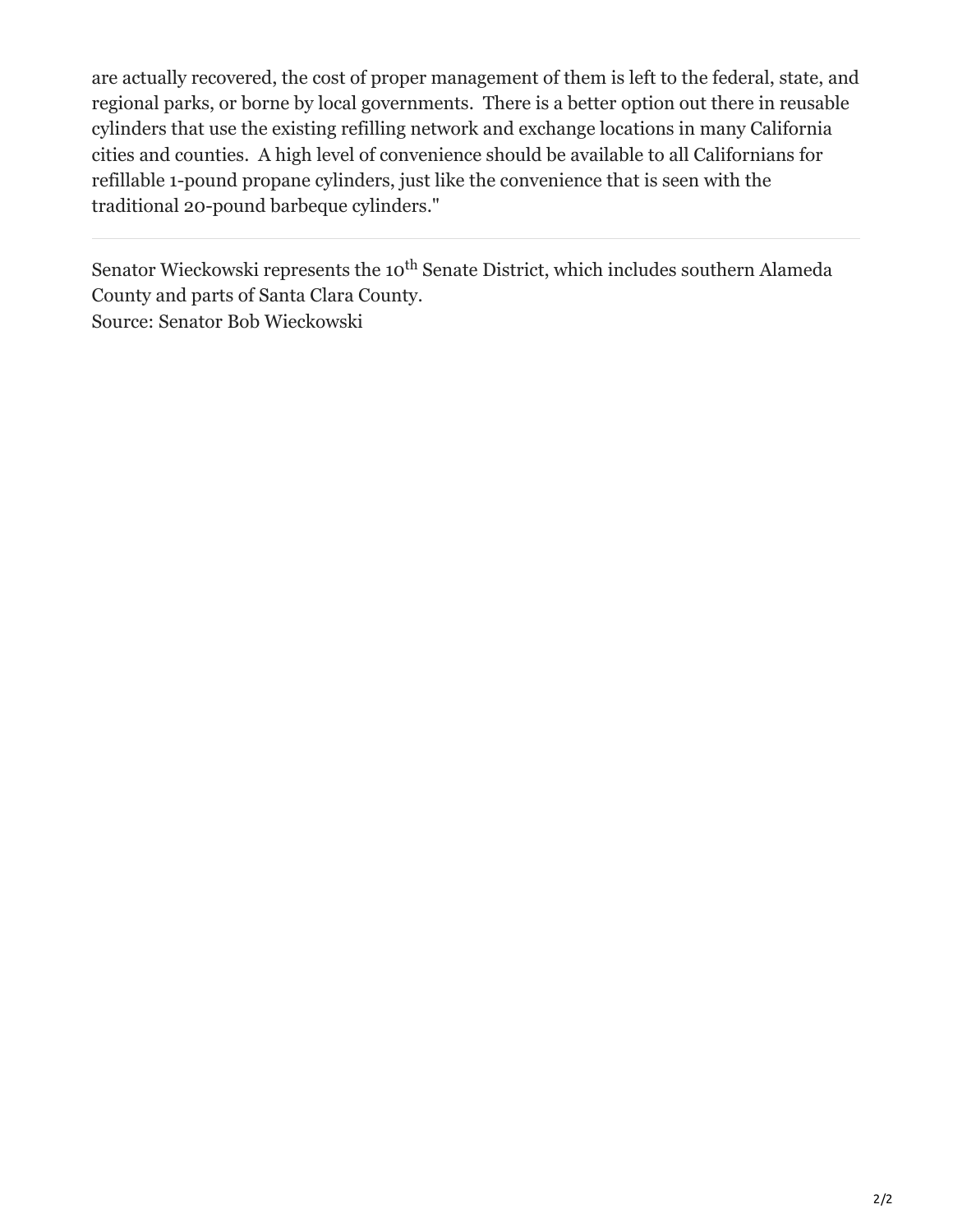are actually recovered, the cost of proper management of them is left to the federal, state, and regional parks, or borne by local governments.  There is a better option out there in reusable cylinders that use the existing refilling network and exchange locations in many California cities and counties.  A high level of convenience should be available to all Californians for refillable 1-pound propane cylinders, just like the convenience that is seen with the traditional 20-pound barbeque cylinders."

---

Senator Wieckowski represents the 10th Senate District, which includes southern Alameda County and parts of Santa Clara County.
Source: Senator Bob Wieckowski